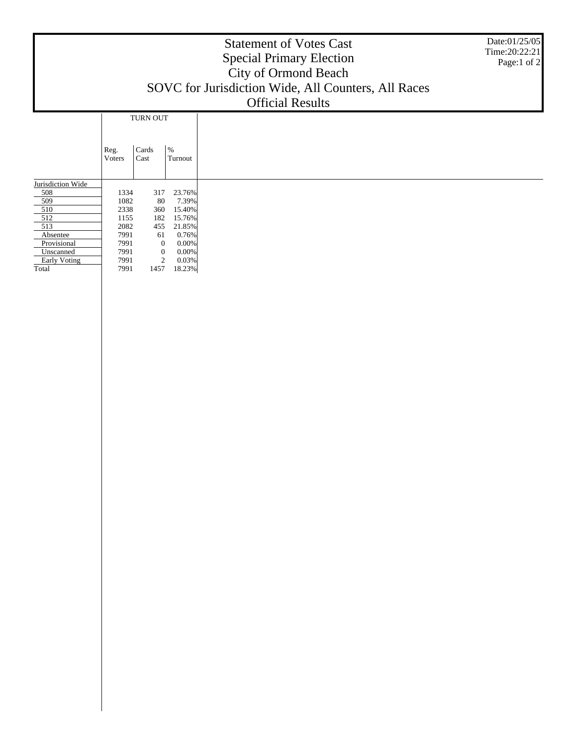# Statement of Votes Cast
## Special Primary Election
## City of Ormond Beach
## SOVC for Jurisdiction Wide, All Counters, All Races
## Official Results

Date:01/25/05
Time:20:22:21

| | TURN OUT | | |
|---|---|---|---|
| | Reg. Voters | Cards Cast | % Turnout |
| Jurisdiction Wide | | | |
| 508 | 1334 | 317 | 23.76% |
| 509 | 1082 | 80 | 7.39% |
| 510 | 2338 | 360 | 15.40% |
| 512 | 1155 | 182 | 15.76% |
| 513 | 2082 | 455 | 21.85% |
| Absentee | 7991 | 61 | 0.76% |
| Provisional | 7991 | 0 | 0.00% |
| Unscanned | 7991 | 0 | 0.00% |
| Early Voting | 7991 | 2 | 0.03% |
| Total | 7991 | 1457 | 18.23% |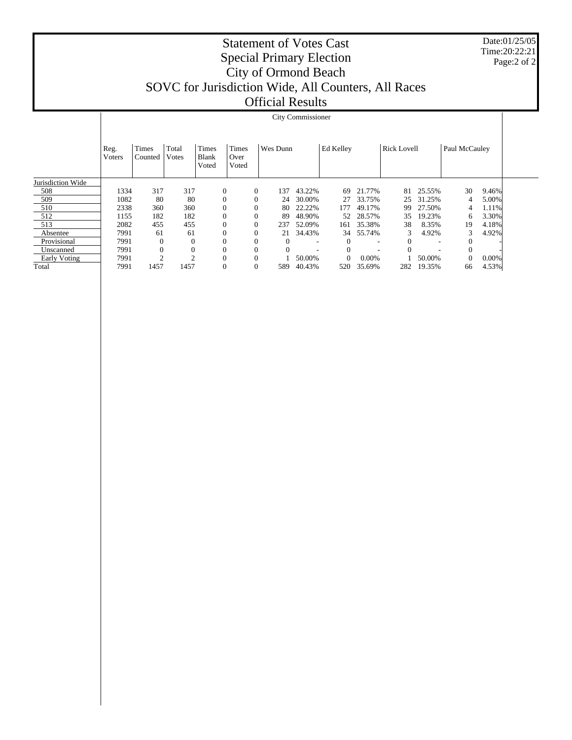# Statement of Votes Cast
## Special Primary Election
## City of Ormond Beach
## SOVC for Jurisdiction Wide, All Counters, All Races
## Official Results

Date:01/25/05
Time:20:22:21

| | City Commissioner | | | | | | | | | | | | | |
|---|---|---|---|---|---|---|---|---|---|---|---|---|---|---|
| | Reg. Voters | Times Counted | Total Votes | Times Blank Voted | Times Over Voted | Wes Dunn | | Ed Kelley | | Rick Lovell | | Paul McCauley | | |
| Jurisdiction Wide | | | | | | | | | | | | | | |
| 508 | 1334 | 317 | 317 | 0 | 0 | 137 | 43.22% | 69 | 21.77% | 81 | 25.55% | 30 | 9.46% | |
| 509 | 1082 | 80 | 80 | 0 | 0 | 24 | 30.00% | 27 | 33.75% | 25 | 31.25% | 4 | 5.00% | |
| 510 | 2338 | 360 | 360 | 0 | 0 | 80 | 22.22% | 177 | 49.17% | 99 | 27.50% | 4 | 1.11% | |
| 512 | 1155 | 182 | 182 | 0 | 0 | 89 | 48.90% | 52 | 28.57% | 35 | 19.23% | 6 | 3.30% | |
| 513 | 2082 | 455 | 455 | 0 | 0 | 237 | 52.09% | 161 | 35.38% | 38 | 8.35% | 19 | 4.18% | |
| Absentee | 7991 | 61 | 61 | 0 | 0 | 21 | 34.43% | 34 | 55.74% | 3 | 4.92% | 3 | 4.92% | |
| Provisional | 7991 | 0 | 0 | 0 | 0 | 0 | - | 0 | - | 0 | - | 0 | - | |
| Unscanned | 7991 | 0 | 0 | 0 | 0 | 0 | - | 0 | - | 0 | - | 0 | - | |
| Early Voting | 7991 | 2 | 2 | 0 | 0 | 1 | 50.00% | 0 | 0.00% | 1 | 50.00% | 0 | 0.00% | |
| Total | 7991 | 1457 | 1457 | 0 | 0 | 589 | 40.43% | 520 | 35.69% | 282 | 19.35% | 66 | 4.53% | |